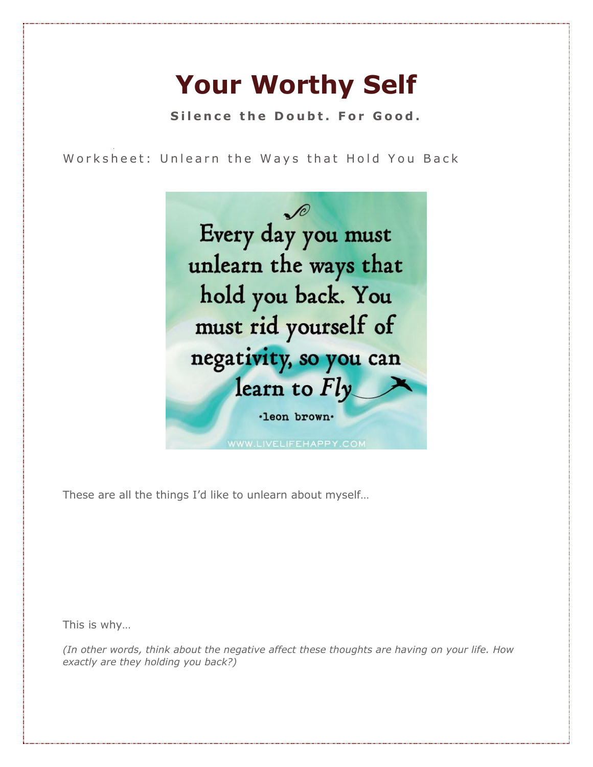# Your Worthy Self

**Silence the Doubt. For Good.**

Worksheet: Unlearn the Ways that Hold You Back

Every day you must unlearn the ways that hold you back. You must rid yourself of negativity, so you can learn to *Fly*

•leon brown•

WWW.LIVELIFEHAPPY.COM

These are all the things I'd like to unlearn about myself…

This is why…

*(In other words, think about the negative affect these thoughts are having on your life. How exactly are they holding you back?)*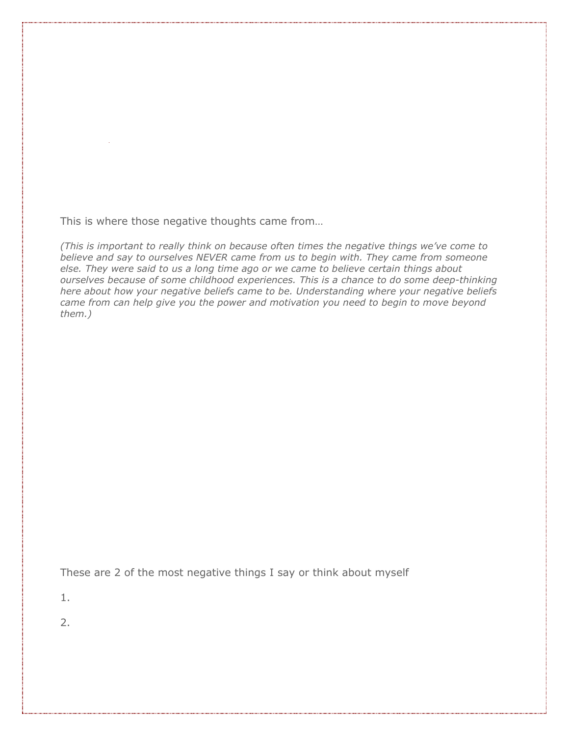This is where those negative thoughts came from…

*(This is important to really think on because often times the negative things we've come to believe and say to ourselves NEVER came from us to begin with. They came from someone else. They were said to us a long time ago or we came to believe certain things about ourselves because of some childhood experiences. This is a chance to do some deep-thinking here about how your negative beliefs came to be. Understanding where your negative beliefs came from can help give you the power and motivation you need to begin to move beyond them.)*

These are 2 of the most negative things I say or think about myself

1.

2.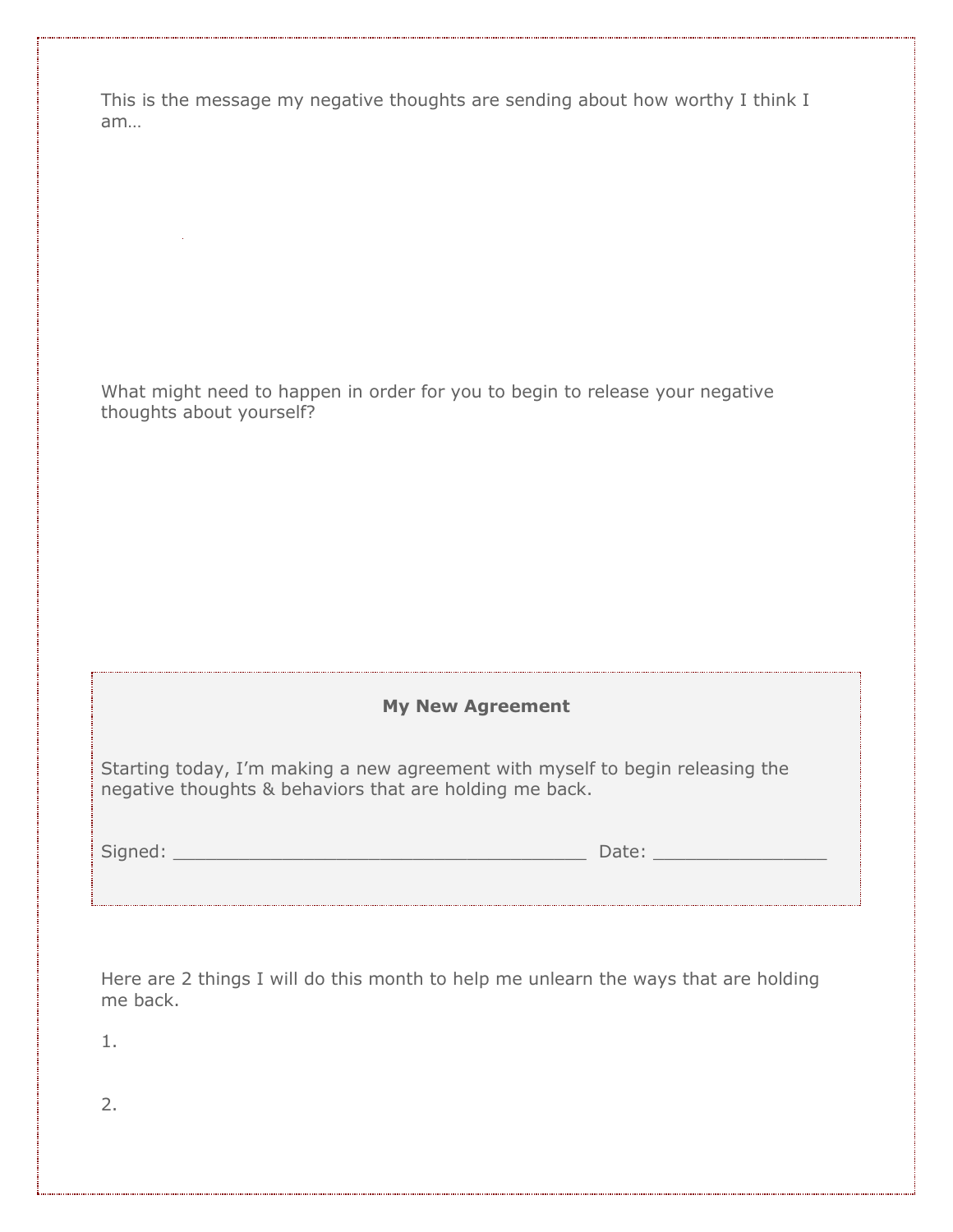This is the message my negative thoughts are sending about how worthy I think I am…

What might need to happen in order for you to begin to release your negative thoughts about yourself?

**My New Agreement**

Starting today, I'm making a new agreement with myself to begin releasing the negative thoughts & behaviors that are holding me back.

Signed: ______________________________________ Date: ________________

Here are 2 things I will do this month to help me unlearn the ways that are holding me back.

1.

2.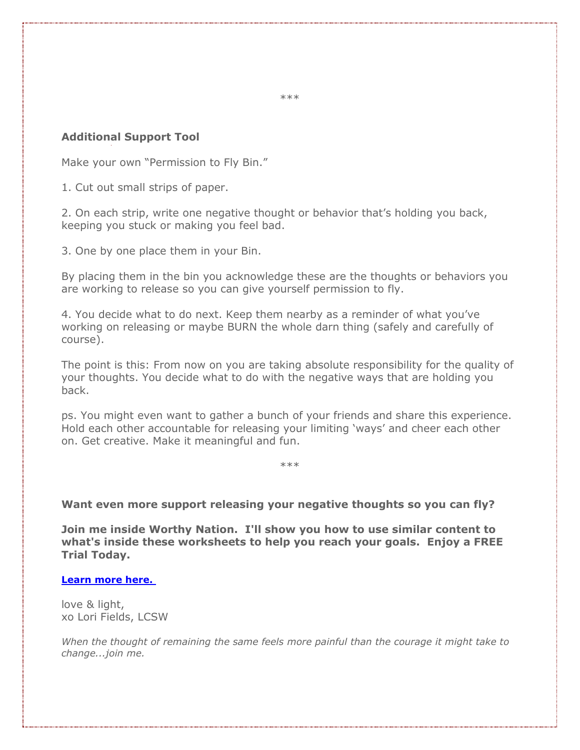***

**Additional Support Tool**

Make your own "Permission to Fly Bin."

1. Cut out small strips of paper.

2. On each strip, write one negative thought or behavior that's holding you back, keeping you stuck or making you feel bad.

3. One by one place them in your Bin.

By placing them in the bin you acknowledge these are the thoughts or behaviors you are working to release so you can give yourself permission to fly.

4. You decide what to do next. Keep them nearby as a reminder of what you've working on releasing or maybe BURN the whole darn thing (safely and carefully of course).

The point is this: From now on you are taking absolute responsibility for the quality of your thoughts. You decide what to do with the negative ways that are holding you back.

ps. You might even want to gather a bunch of your friends and share this experience. Hold each other accountable for releasing your limiting 'ways' and cheer each other on. Get creative. Make it meaningful and fun.

***

**Want even more support releasing your negative thoughts so you can fly?**

**Join me inside Worthy Nation. I'll show you how to use similar content to what's inside these worksheets to help you reach your goals. Enjoy a FREE Trial Today.**

**Learn more here.**

love & light,
xo Lori Fields, LCSW

*When the thought of remaining the same feels more painful than the courage it might take to change...join me.*